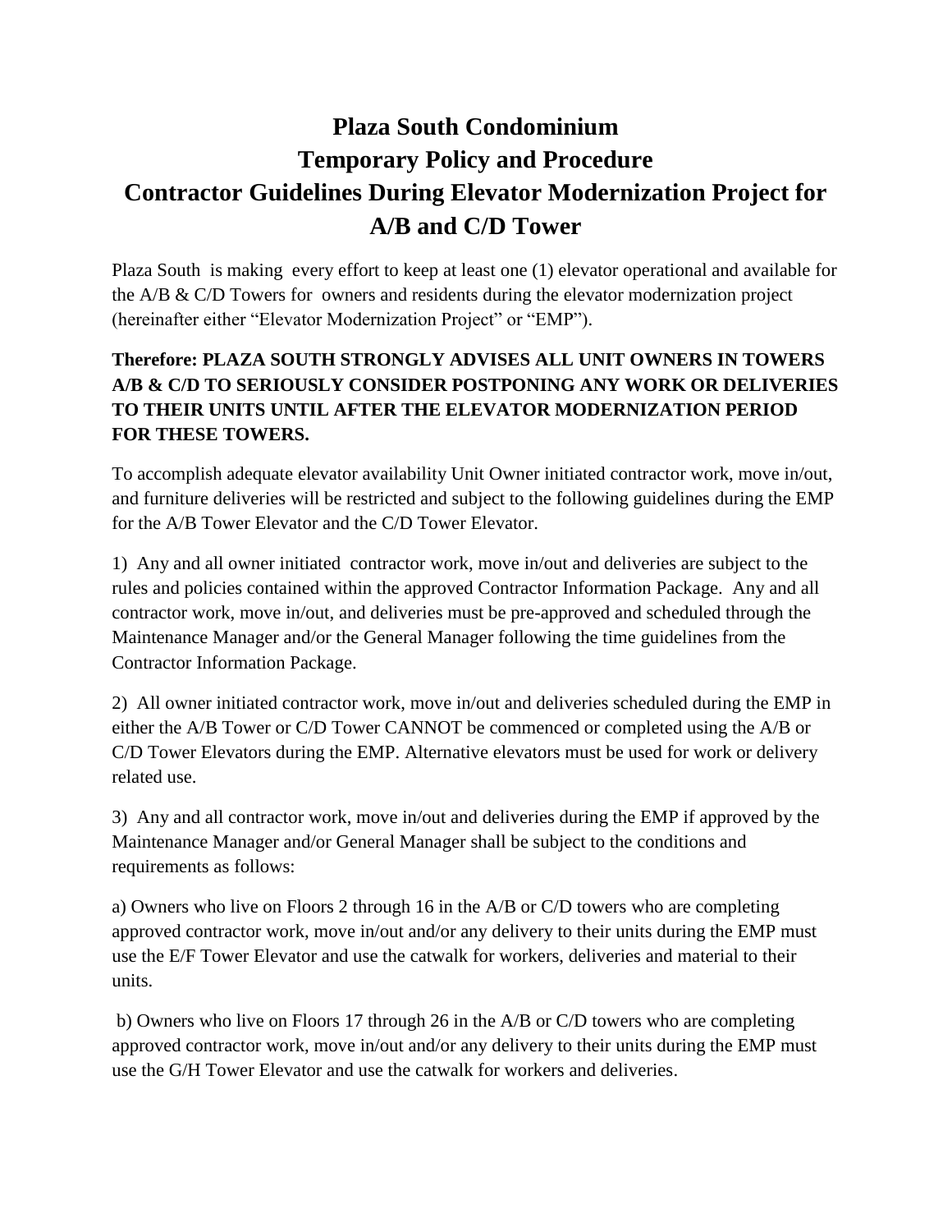# Plaza South Condominium
# Temporary Policy and Procedure
# Contractor Guidelines During Elevator Modernization Project for A/B and C/D Tower

Plaza South is making every effort to keep at least one (1) elevator operational and available for the A/B & C/D Towers for owners and residents during the elevator modernization project (hereinafter either "Elevator Modernization Project" or "EMP").

**Therefore: PLAZA SOUTH STRONGLY ADVISES ALL UNIT OWNERS IN TOWERS A/B & C/D TO SERIOUSLY CONSIDER POSTPONING ANY WORK OR DELIVERIES TO THEIR UNITS UNTIL AFTER THE ELEVATOR MODERNIZATION PERIOD FOR THESE TOWERS.**

To accomplish adequate elevator availability Unit Owner initiated contractor work, move in/out, and furniture deliveries will be restricted and subject to the following guidelines during the EMP for the A/B Tower Elevator and the C/D Tower Elevator.

1) Any and all owner initiated contractor work, move in/out and deliveries are subject to the rules and policies contained within the approved Contractor Information Package. Any and all contractor work, move in/out, and deliveries must be pre-approved and scheduled through the Maintenance Manager and/or the General Manager following the time guidelines from the Contractor Information Package.

2) All owner initiated contractor work, move in/out and deliveries scheduled during the EMP in either the A/B Tower or C/D Tower CANNOT be commenced or completed using the A/B or C/D Tower Elevators during the EMP. Alternative elevators must be used for work or delivery related use.

3) Any and all contractor work, move in/out and deliveries during the EMP if approved by the Maintenance Manager and/or General Manager shall be subject to the conditions and requirements as follows:

a) Owners who live on Floors 2 through 16 in the A/B or C/D towers who are completing approved contractor work, move in/out and/or any delivery to their units during the EMP must use the E/F Tower Elevator and use the catwalk for workers, deliveries and material to their units.

b) Owners who live on Floors 17 through 26 in the A/B or C/D towers who are completing approved contractor work, move in/out and/or any delivery to their units during the EMP must use the G/H Tower Elevator and use the catwalk for workers and deliveries.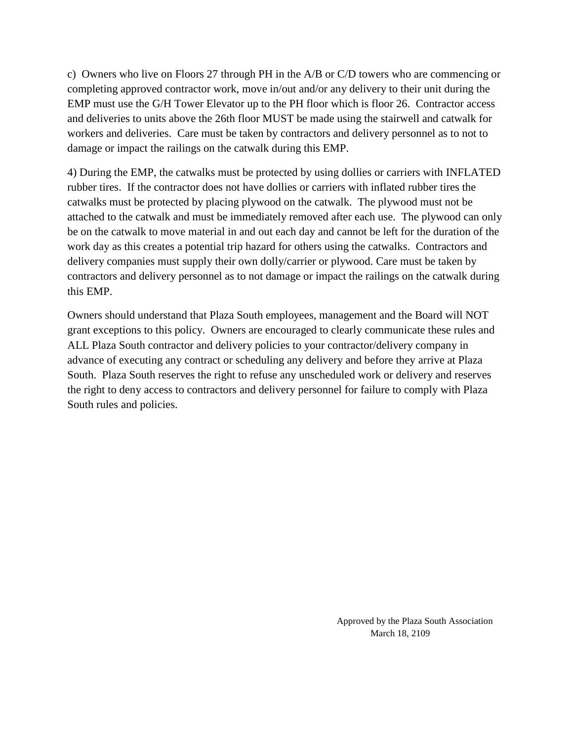c) Owners who live on Floors 27 through PH in the A/B or C/D towers who are commencing or completing approved contractor work, move in/out and/or any delivery to their unit during the EMP must use the G/H Tower Elevator up to the PH floor which is floor 26. Contractor access and deliveries to units above the 26th floor MUST be made using the stairwell and catwalk for workers and deliveries. Care must be taken by contractors and delivery personnel as to not to damage or impact the railings on the catwalk during this EMP.

4) During the EMP, the catwalks must be protected by using dollies or carriers with INFLATED rubber tires. If the contractor does not have dollies or carriers with inflated rubber tires the catwalks must be protected by placing plywood on the catwalk. The plywood must not be attached to the catwalk and must be immediately removed after each use. The plywood can only be on the catwalk to move material in and out each day and cannot be left for the duration of the work day as this creates a potential trip hazard for others using the catwalks. Contractors and delivery companies must supply their own dolly/carrier or plywood. Care must be taken by contractors and delivery personnel as to not damage or impact the railings on the catwalk during this EMP.

Owners should understand that Plaza South employees, management and the Board will NOT grant exceptions to this policy. Owners are encouraged to clearly communicate these rules and ALL Plaza South contractor and delivery policies to your contractor/delivery company in advance of executing any contract or scheduling any delivery and before they arrive at Plaza South. Plaza South reserves the right to refuse any unscheduled work or delivery and reserves the right to deny access to contractors and delivery personnel for failure to comply with Plaza South rules and policies.

Approved by the Plaza South Association
March 18, 2109